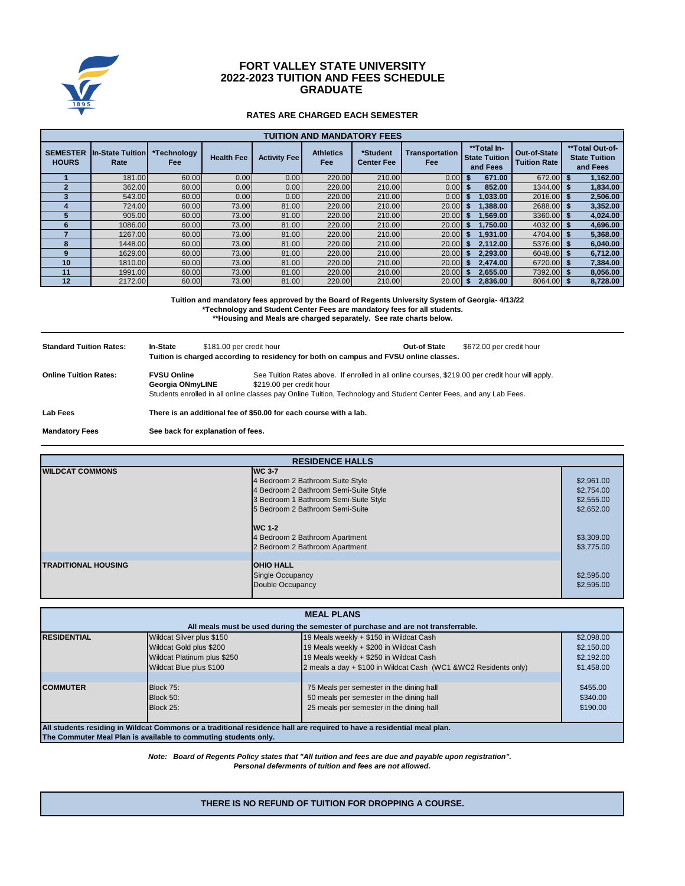# FORT VALLEY STATE UNIVERSITY
# 2022-2023 TUITION AND FEES SCHEDULE
# GRADUATE

**RATES ARE CHARGED EACH SEMESTER**

**TUITION AND MANDATORY FEES**

| SEMESTER HOURS | In-State Tuition Rate | *Technology Fee | Health Fee | Activity Fee | Athletics Fee | *Student Center Fee | Transportation Fee | **Total In-State Tuition and Fees | Out-of-State Tuition Rate | **Total Out-of-State Tuition and Fees |
|---|---|---|---|---|---|---|---|---|---|---|
| 1 | 181.00 | 60.00 | 0.00 | 0.00 | 220.00 | 210.00 | 0.00 | $ 671.00 | 672.00 | $ 1,162.00 |
| 2 | 362.00 | 60.00 | 0.00 | 0.00 | 220.00 | 210.00 | 0.00 | $ 852.00 | 1344.00 | $ 1,834.00 |
| 3 | 543.00 | 60.00 | 0.00 | 0.00 | 220.00 | 210.00 | 0.00 | $ 1,033.00 | 2016.00 | $ 2,506.00 |
| 4 | 724.00 | 60.00 | 73.00 | 81.00 | 220.00 | 210.00 | 20.00 | $ 1,388.00 | 2688.00 | $ 3,352.00 |
| 5 | 905.00 | 60.00 | 73.00 | 81.00 | 220.00 | 210.00 | 20.00 | $ 1,569.00 | 3360.00 | $ 4,024.00 |
| 6 | 1086.00 | 60.00 | 73.00 | 81.00 | 220.00 | 210.00 | 20.00 | $ 1,750.00 | 4032.00 | $ 4,696.00 |
| 7 | 1267.00 | 60.00 | 73.00 | 81.00 | 220.00 | 210.00 | 20.00 | $ 1,931.00 | 4704.00 | $ 5,368.00 |
| 8 | 1448.00 | 60.00 | 73.00 | 81.00 | 220.00 | 210.00 | 20.00 | $ 2,112.00 | 5376.00 | $ 6,040.00 |
| 9 | 1629.00 | 60.00 | 73.00 | 81.00 | 220.00 | 210.00 | 20.00 | $ 2,293.00 | 6048.00 | $ 6,712.00 |
| 10 | 1810.00 | 60.00 | 73.00 | 81.00 | 220.00 | 210.00 | 20.00 | $ 2,474.00 | 6720.00 | $ 7,384.00 |
| 11 | 1991.00 | 60.00 | 73.00 | 81.00 | 220.00 | 210.00 | 20.00 | $ 2,655.00 | 7392.00 | $ 8,056.00 |
| 12 | 2172.00 | 60.00 | 73.00 | 81.00 | 220.00 | 210.00 | 20.00 | $ 2,836.00 | 8064.00 | $ 8,728.00 |

**Tuition and mandatory fees approved by the Board of Regents University System of Georgia- 4/13/22**
**\*Technology and Student Center Fees are mandatory fees for all students.**
**\*\*Housing and Meals are charged separately. See rate charts below.**

---

**Standard Tuition Rates:** **In-State** $181.00 per credit hour **Out-of State** $672.00 per credit hour
**Tuition is charged according to residency for both on campus and FVSU online classes.**

**Online Tuition Rates:** **FVSU Online** See Tuition Rates above. If enrolled in all online courses, $219.00 per credit hour will apply.
**Georgia ONmyLINE** $219.00 per credit hour
Students enrolled in all online classes pay Online Tuition, Technology and Student Center Fees, and any Lab Fees.

**Lab Fees** **There is an additional fee of $50.00 for each course with a lab.**

**Mandatory Fees** **See back for explanation of fees.**

---

**RESIDENCE HALLS**

| | | |
|---|---|---|
| **WILDCAT COMMONS** | **WC 3-7** | |
| | 4 Bedroom 2 Bathroom Suite Style | $2,961.00 |
| | 4 Bedroom 2 Bathroom Semi-Suite Style | $2,754.00 |
| | 3 Bedroom 1 Bathroom Semi-Suite Style | $2,555.00 |
| | 5 Bedroom 2 Bathroom Semi-Suite | $2,652.00 |
| | **WC 1-2** | |
| | 4 Bedroom 2 Bathroom Apartment | $3,309.00 |
| | 2 Bedroom 2 Bathroom Apartment | $3,775.00 |
| **TRADITIONAL HOUSING** | **OHIO HALL** | |
| | Single Occupancy | $2,595.00 |
| | Double Occupancy | $2,595.00 |

**MEAL PLANS**

**All meals must be used during the semester of purchase and are not transferrable.**

| | | | |
|---|---|---|---|
| **RESIDENTIAL** | Wildcat Silver plus $150 | 19 Meals weekly + $150 in Wildcat Cash | $2,098.00 |
| | Wildcat Gold plus $200 | 19 Meals weekly + $200 in Wildcat Cash | $2,150.00 |
| | Wildcat Platinum plus $250 | 19 Meals weekly + $250 in Wildcat Cash | $2,192.00 |
| | Wildcat Blue plus $100 | 2 meals a day + $100 in Wildcat Cash (WC1 &WC2 Residents only) | $1,458.00 |
| **COMMUTER** | Block 75: | 75 Meals per semester in the dining hall | $455.00 |
| | Block 50: | 50 meals per semester in the dining hall | $340.00 |
| | Block 25: | 25 meals per semester in the dining hall | $190.00 |

**All students residing in Wildcat Commons or a traditional residence hall are required to have a residential meal plan.**
**The Commuter Meal Plan is available to commuting students only.**

***Note: Board of Regents Policy states that "All tuition and fees are due and payable upon registration".***
***Personal deferments of tuition and fees are not allowed.***

**THERE IS NO REFUND OF TUITION FOR DROPPING A COURSE.**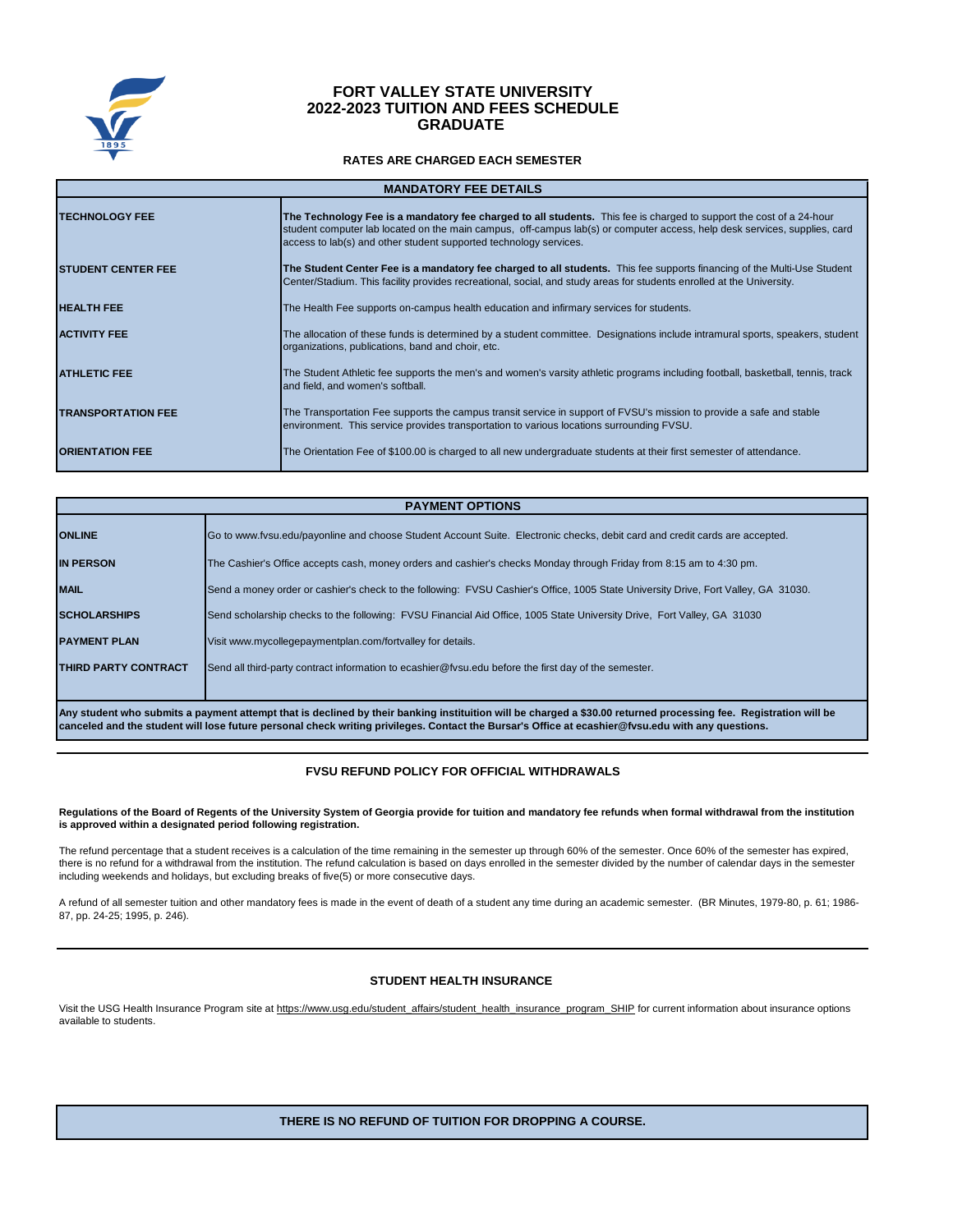# FORT VALLEY STATE UNIVERSITY
# 2022-2023 TUITION AND FEES SCHEDULE
# GRADUATE

**RATES ARE CHARGED EACH SEMESTER**

| MANDATORY FEE DETAILS | |
|---|---|
| **TECHNOLOGY FEE** | **The Technology Fee is a mandatory fee charged to all students.** This fee is charged to support the cost of a 24-hour student computer lab located on the main campus, off-campus lab(s) or computer access, help desk services, supplies, card access to lab(s) and other student supported technology services. |
| **STUDENT CENTER FEE** | **The Student Center Fee is a mandatory fee charged to all students.** This fee supports financing of the Multi-Use Student Center/Stadium. This facility provides recreational, social, and study areas for students enrolled at the University. |
| **HEALTH FEE** | The Health Fee supports on-campus health education and infirmary services for students. |
| **ACTIVITY FEE** | The allocation of these funds is determined by a student committee. Designations include intramural sports, speakers, student organizations, publications, band and choir, etc. |
| **ATHLETIC FEE** | The Student Athletic fee supports the men's and women's varsity athletic programs including football, basketball, tennis, track and field, and women's softball. |
| **TRANSPORTATION FEE** | The Transportation Fee supports the campus transit service in support of FVSU's mission to provide a safe and stable environment. This service provides transportation to various locations surrounding FVSU. |
| **ORIENTATION FEE** | The Orientation Fee of $100.00 is charged to all new undergraduate students at their first semester of attendance. |

| PAYMENT OPTIONS | |
|---|---|
| **ONLINE** | Go to www.fvsu.edu/payonline and choose Student Account Suite. Electronic checks, debit card and credit cards are accepted. |
| **IN PERSON** | The Cashier's Office accepts cash, money orders and cashier's checks Monday through Friday from 8:15 am to 4:30 pm. |
| **MAIL** | Send a money order or cashier's check to the following: FVSU Cashier's Office, 1005 State University Drive, Fort Valley, GA 31030. |
| **SCHOLARSHIPS** | Send scholarship checks to the following: FVSU Financial Aid Office, 1005 State University Drive, Fort Valley, GA 31030 |
| **PAYMENT PLAN** | Visit www.mycollegepaymentplan.com/fortvalley for details. |
| **THIRD PARTY CONTRACT** | Send all third-party contract information to ecashier@fvsu.edu before the first day of the semester. |

**Any student who submits a payment attempt that is declined by their banking instituition will be charged a $30.00 returned processing fee. Registration will be canceled and the student will lose future personal check writing privileges. Contact the Bursar's Office at ecashier@fvsu.edu with any questions.**

## FVSU REFUND POLICY FOR OFFICIAL WITHDRAWALS

**Regulations of the Board of Regents of the University System of Georgia provide for tuition and mandatory fee refunds when formal withdrawal from the institution is approved within a designated period following registration.**

The refund percentage that a student receives is a calculation of the time remaining in the semester up through 60% of the semester. Once 60% of the semester has expired, there is no refund for a withdrawal from the institution. The refund calculation is based on days enrolled in the semester divided by the number of calendar days in the semester including weekends and holidays, but excluding breaks of five(5) or more consecutive days.

A refund of all semester tuition and other mandatory fees is made in the event of death of a student any time during an academic semester. (BR Minutes, 1979-80, p. 61; 1986-87, pp. 24-25; 1995, p. 246).

## STUDENT HEALTH INSURANCE

Visit the USG Health Insurance Program site at https://www.usg.edu/student_affairs/student_health_insurance_program_SHIP for current information about insurance options available to students.

**THERE IS NO REFUND OF TUITION FOR DROPPING A COURSE.**